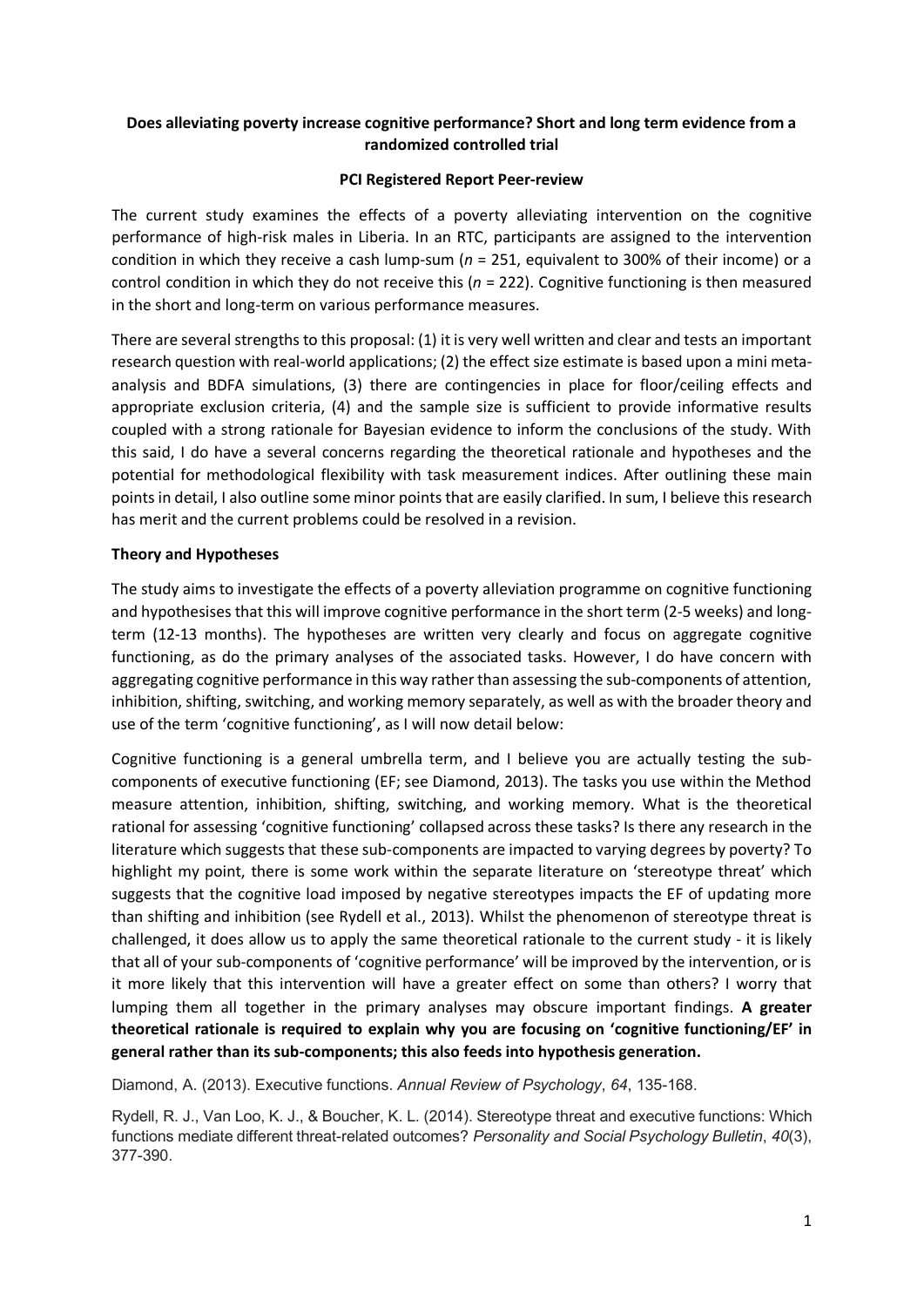**Does alleviating poverty increase cognitive performance? Short and long term evidence from a randomized controlled trial**

**PCI Registered Report Peer-review**

The current study examines the effects of a poverty alleviating intervention on the cognitive performance of high-risk males in Liberia. In an RTC, participants are assigned to the intervention condition in which they receive a cash lump-sum (*n* = 251, equivalent to 300% of their income) or a control condition in which they do not receive this (*n* = 222). Cognitive functioning is then measured in the short and long-term on various performance measures.

There are several strengths to this proposal: (1) it is very well written and clear and tests an important research question with real-world applications; (2) the effect size estimate is based upon a mini meta-analysis and BDFA simulations, (3) there are contingencies in place for floor/ceiling effects and appropriate exclusion criteria, (4) and the sample size is sufficient to provide informative results coupled with a strong rationale for Bayesian evidence to inform the conclusions of the study. With this said, I do have a several concerns regarding the theoretical rationale and hypotheses and the potential for methodological flexibility with task measurement indices. After outlining these main points in detail, I also outline some minor points that are easily clarified. In sum, I believe this research has merit and the current problems could be resolved in a revision.

**Theory and Hypotheses**

The study aims to investigate the effects of a poverty alleviation programme on cognitive functioning and hypothesises that this will improve cognitive performance in the short term (2-5 weeks) and long-term (12-13 months). The hypotheses are written very clearly and focus on aggregate cognitive functioning, as do the primary analyses of the associated tasks. However, I do have concern with aggregating cognitive performance in this way rather than assessing the sub-components of attention, inhibition, shifting, switching, and working memory separately, as well as with the broader theory and use of the term 'cognitive functioning', as I will now detail below:

Cognitive functioning is a general umbrella term, and I believe you are actually testing the sub-components of executive functioning (EF; see Diamond, 2013). The tasks you use within the Method measure attention, inhibition, shifting, switching, and working memory. What is the theoretical rational for assessing 'cognitive functioning' collapsed across these tasks? Is there any research in the literature which suggests that these sub-components are impacted to varying degrees by poverty? To highlight my point, there is some work within the separate literature on 'stereotype threat' which suggests that the cognitive load imposed by negative stereotypes impacts the EF of updating more than shifting and inhibition (see Rydell et al., 2013). Whilst the phenomenon of stereotype threat is challenged, it does allow us to apply the same theoretical rationale to the current study - it is likely that all of your sub-components of 'cognitive performance' will be improved by the intervention, or is it more likely that this intervention will have a greater effect on some than others? I worry that lumping them all together in the primary analyses may obscure important findings. **A greater theoretical rationale is required to explain why you are focusing on 'cognitive functioning/EF' in general rather than its sub-components; this also feeds into hypothesis generation.**

Diamond, A. (2013). Executive functions. *Annual Review of Psychology*, *64*, 135-168.

Rydell, R. J., Van Loo, K. J., & Boucher, K. L. (2014). Stereotype threat and executive functions: Which functions mediate different threat-related outcomes? *Personality and Social Psychology Bulletin*, *40*(3), 377-390.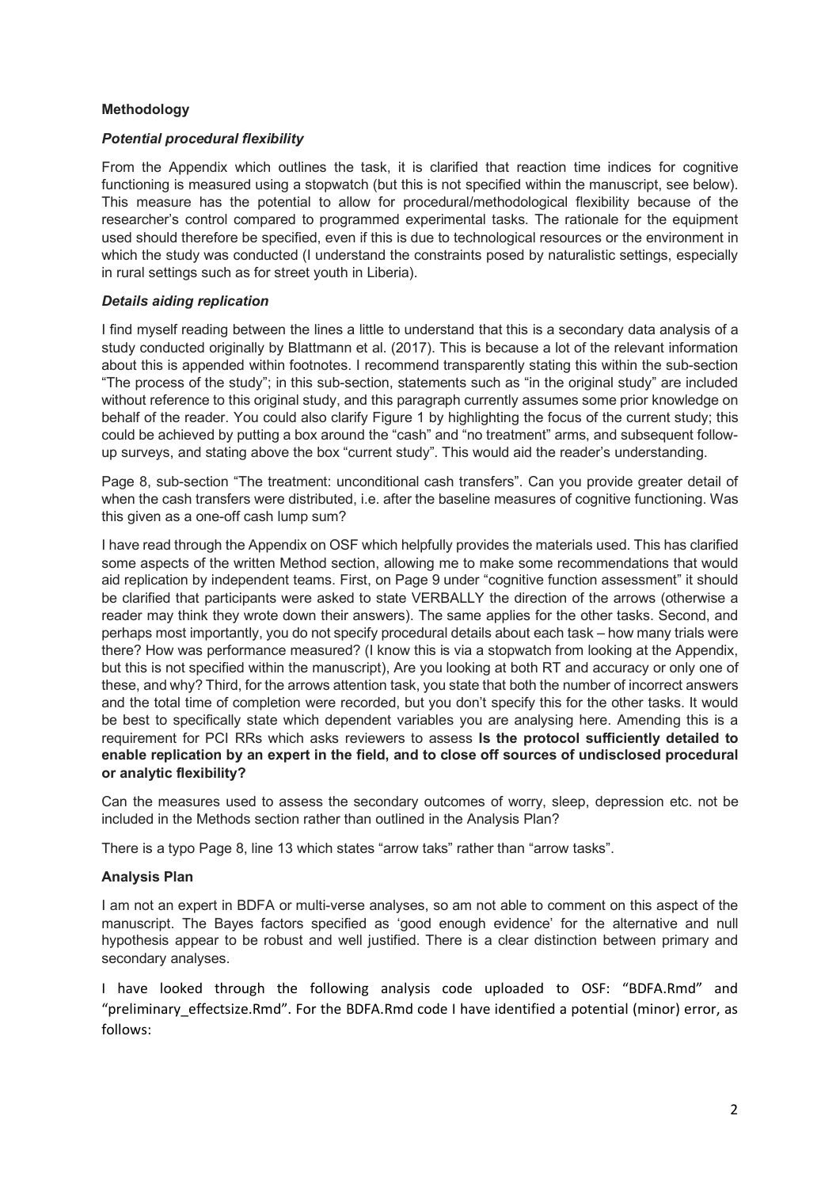## Methodology

### *Potential procedural flexibility*

From the Appendix which outlines the task, it is clarified that reaction time indices for cognitive functioning is measured using a stopwatch (but this is not specified within the manuscript, see below). This measure has the potential to allow for procedural/methodological flexibility because of the researcher's control compared to programmed experimental tasks. The rationale for the equipment used should therefore be specified, even if this is due to technological resources or the environment in which the study was conducted (I understand the constraints posed by naturalistic settings, especially in rural settings such as for street youth in Liberia).

### *Details aiding replication*

I find myself reading between the lines a little to understand that this is a secondary data analysis of a study conducted originally by Blattmann et al. (2017). This is because a lot of the relevant information about this is appended within footnotes. I recommend transparently stating this within the sub-section "The process of the study"; in this sub-section, statements such as "in the original study" are included without reference to this original study, and this paragraph currently assumes some prior knowledge on behalf of the reader. You could also clarify Figure 1 by highlighting the focus of the current study; this could be achieved by putting a box around the "cash" and "no treatment" arms, and subsequent follow-up surveys, and stating above the box "current study". This would aid the reader's understanding.

Page 8, sub-section "The treatment: unconditional cash transfers". Can you provide greater detail of when the cash transfers were distributed, i.e. after the baseline measures of cognitive functioning. Was this given as a one-off cash lump sum?

I have read through the Appendix on OSF which helpfully provides the materials used. This has clarified some aspects of the written Method section, allowing me to make some recommendations that would aid replication by independent teams. First, on Page 9 under "cognitive function assessment" it should be clarified that participants were asked to state VERBALLY the direction of the arrows (otherwise a reader may think they wrote down their answers). The same applies for the other tasks. Second, and perhaps most importantly, you do not specify procedural details about each task – how many trials were there? How was performance measured? (I know this is via a stopwatch from looking at the Appendix, but this is not specified within the manuscript), Are you looking at both RT and accuracy or only one of these, and why? Third, for the arrows attention task, you state that both the number of incorrect answers and the total time of completion were recorded, but you don't specify this for the other tasks. It would be best to specifically state which dependent variables you are analysing here. Amending this is a requirement for PCI RRs which asks reviewers to assess **Is the protocol sufficiently detailed to enable replication by an expert in the field, and to close off sources of undisclosed procedural or analytic flexibility?**

Can the measures used to assess the secondary outcomes of worry, sleep, depression etc. not be included in the Methods section rather than outlined in the Analysis Plan?

There is a typo Page 8, line 13 which states "arrow taks" rather than "arrow tasks".

## Analysis Plan

I am not an expert in BDFA or multi-verse analyses, so am not able to comment on this aspect of the manuscript. The Bayes factors specified as 'good enough evidence' for the alternative and null hypothesis appear to be robust and well justified. There is a clear distinction between primary and secondary analyses.

I have looked through the following analysis code uploaded to OSF: "BDFA.Rmd" and "preliminary_effectsize.Rmd". For the BDFA.Rmd code I have identified a potential (minor) error, as follows: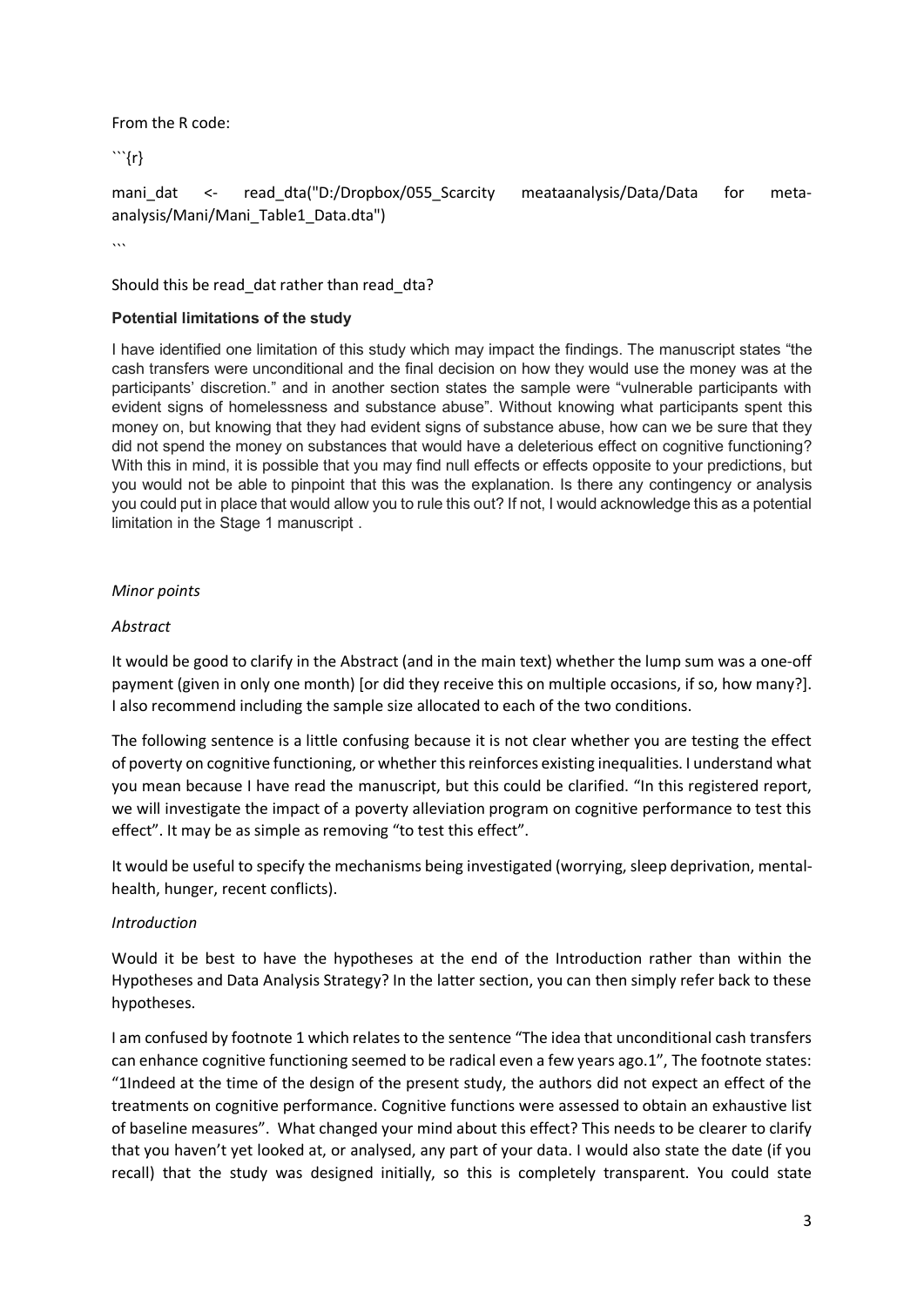From the R code:

```{r}

mani_dat <- read_dta("D:/Dropbox/055_Scarcity meataanalysis/Data/Data for meta-analysis/Mani/Mani_Table1_Data.dta")

```

Should this be read_dat rather than read_dta?

### Potential limitations of the study

I have identified one limitation of this study which may impact the findings. The manuscript states "the cash transfers were unconditional and the final decision on how they would use the money was at the participants' discretion." and in another section states the sample were "vulnerable participants with evident signs of homelessness and substance abuse". Without knowing what participants spent this money on, but knowing that they had evident signs of substance abuse, how can we be sure that they did not spend the money on substances that would have a deleterious effect on cognitive functioning? With this in mind, it is possible that you may find null effects or effects opposite to your predictions, but you would not be able to pinpoint that this was the explanation. Is there any contingency or analysis you could put in place that would allow you to rule this out? If not, I would acknowledge this as a potential limitation in the Stage 1 manuscript .

*Minor points*

*Abstract*

It would be good to clarify in the Abstract (and in the main text) whether the lump sum was a one-off payment (given in only one month) [or did they receive this on multiple occasions, if so, how many?]. I also recommend including the sample size allocated to each of the two conditions.

The following sentence is a little confusing because it is not clear whether you are testing the effect of poverty on cognitive functioning, or whether this reinforces existing inequalities. I understand what you mean because I have read the manuscript, but this could be clarified. "In this registered report, we will investigate the impact of a poverty alleviation program on cognitive performance to test this effect". It may be as simple as removing "to test this effect".

It would be useful to specify the mechanisms being investigated (worrying, sleep deprivation, mental-health, hunger, recent conflicts).

*Introduction*

Would it be best to have the hypotheses at the end of the Introduction rather than within the Hypotheses and Data Analysis Strategy? In the latter section, you can then simply refer back to these hypotheses.

I am confused by footnote 1 which relates to the sentence "The idea that unconditional cash transfers can enhance cognitive functioning seemed to be radical even a few years ago.1", The footnote states: "1Indeed at the time of the design of the present study, the authors did not expect an effect of the treatments on cognitive performance. Cognitive functions were assessed to obtain an exhaustive list of baseline measures". What changed your mind about this effect? This needs to be clearer to clarify that you haven't yet looked at, or analysed, any part of your data. I would also state the date (if you recall) that the study was designed initially, so this is completely transparent. You could state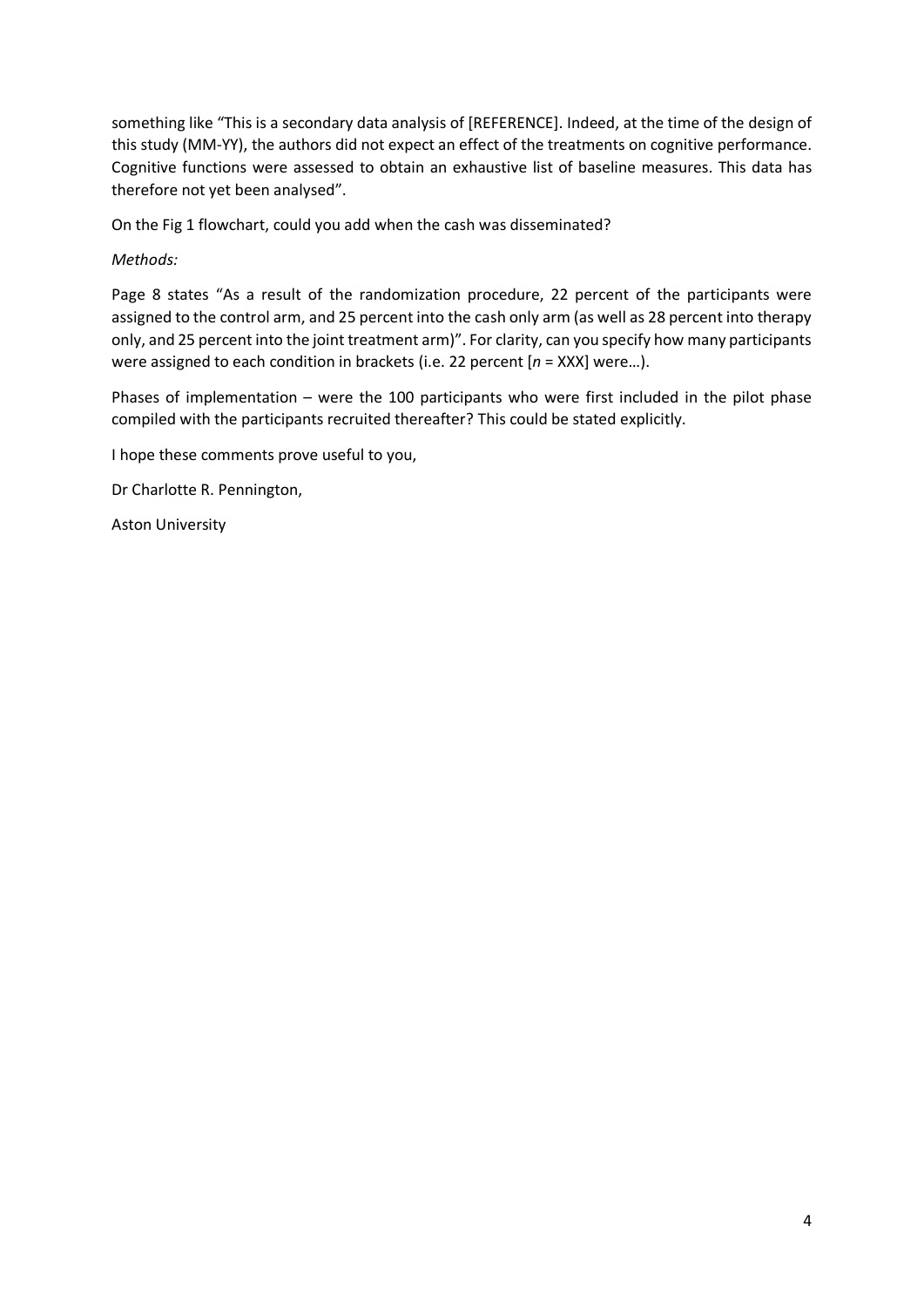something like "This is a secondary data analysis of [REFERENCE]. Indeed, at the time of the design of this study (MM-YY), the authors did not expect an effect of the treatments on cognitive performance. Cognitive functions were assessed to obtain an exhaustive list of baseline measures. This data has therefore not yet been analysed".

On the Fig 1 flowchart, could you add when the cash was disseminated?

*Methods:*

Page 8 states "As a result of the randomization procedure, 22 percent of the participants were assigned to the control arm, and 25 percent into the cash only arm (as well as 28 percent into therapy only, and 25 percent into the joint treatment arm)". For clarity, can you specify how many participants were assigned to each condition in brackets (i.e. 22 percent [$n$ = XXX] were…).

Phases of implementation – were the 100 participants who were first included in the pilot phase compiled with the participants recruited thereafter? This could be stated explicitly.

I hope these comments prove useful to you,

Dr Charlotte R. Pennington,

Aston University